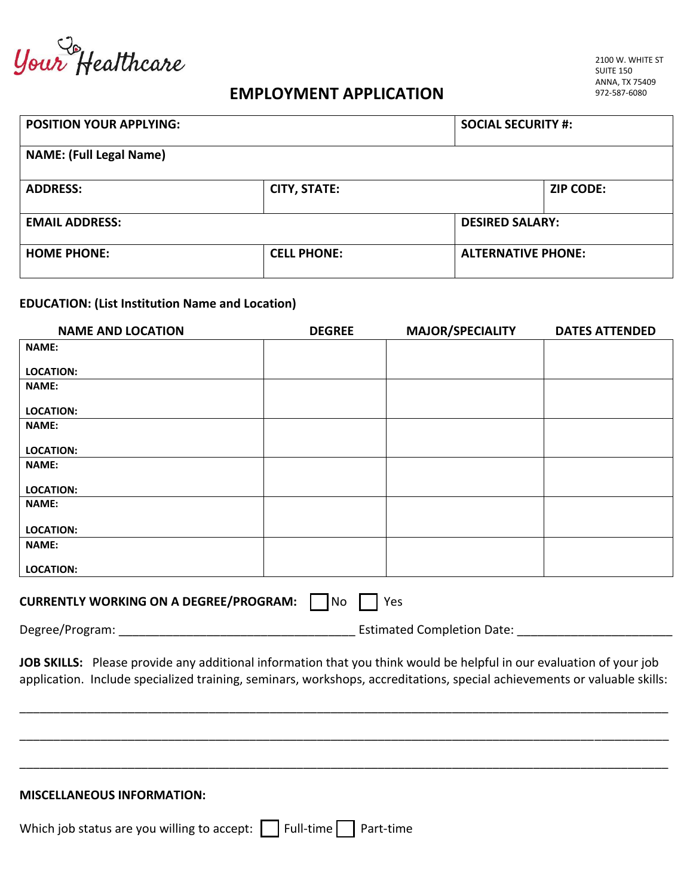Your Healthcare

2100 W. WHITE ST
SUITE 150
ANNA, TX 75409
972-587-6080

# EMPLOYMENT APPLICATION

| **POSITION YOUR APPLYING:** | | | **SOCIAL SECURITY #:** |
|---|---|---|---|
| **NAME: (Full Legal Name)** | | | |
| **ADDRESS:** | **CITY, STATE:** | | **ZIP CODE:** |
| **EMAIL ADDRESS:** | | **DESIRED SALARY:** | |
| **HOME PHONE:** | **CELL PHONE:** | **ALTERNATIVE PHONE:** | |

**EDUCATION: (List Institution Name and Location)**

| NAME AND LOCATION | DEGREE | MAJOR/SPECIALITY | DATES ATTENDED |
|---|---|---|---|
| **NAME:**<br>**LOCATION:** | | | |
| **NAME:**<br>**LOCATION:** | | | |
| **NAME:**<br>**LOCATION:** | | | |
| **NAME:**<br>**LOCATION:** | | | |
| **NAME:**<br>**LOCATION:** | | | |
| **NAME:**<br>**LOCATION:** | | | |

**CURRENTLY WORKING ON A DEGREE/PROGRAM:** ☐ No ☐ Yes

Degree/Program: ___________________________________ Estimated Completion Date: _______________________

**JOB SKILLS:** Please provide any additional information that you think would be helpful in our evaluation of your job application. Include specialized training, seminars, workshops, accreditations, special achievements or valuable skills:

_______________________________________________________________________________________________

_______________________________________________________________________________________________

_______________________________________________________________________________________________

**MISCELLANEOUS INFORMATION:**

Which job status are you willing to accept: ☐ Full-time ☐ Part-time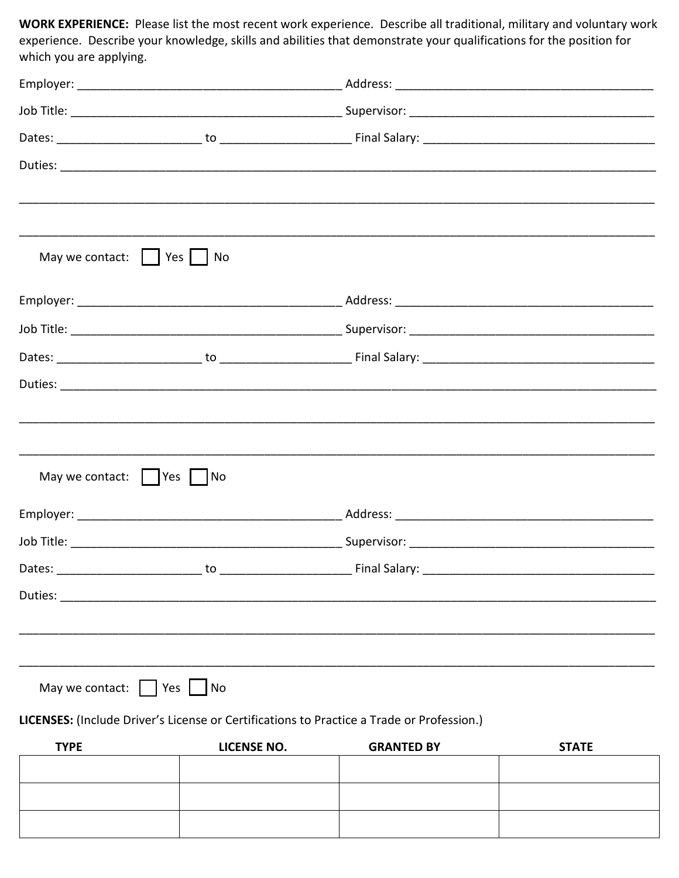**WORK EXPERIENCE:** Please list the most recent work experience. Describe all traditional, military and voluntary work experience. Describe your knowledge, skills and abilities that demonstrate your qualifications for the position for which you are applying.

Employer: ________________________________________ Address: ________________________________________

Job Title: ________________________________________ Supervisor: ________________________________________

Dates: ______________________ to ____________________ Final Salary: ____________________________________

Duties: ______________________________________________________________________________________________

______________________________________________________________________________________________________

______________________________________________________________________________________________________

May we contact: ☐ Yes ☐ No

Employer: ________________________________________ Address: ________________________________________

Job Title: ________________________________________ Supervisor: ________________________________________

Dates: ______________________ to ____________________ Final Salary: ____________________________________

Duties: ______________________________________________________________________________________________

______________________________________________________________________________________________________

______________________________________________________________________________________________________

May we contact: ☐ Yes ☐ No

Employer: ________________________________________ Address: ________________________________________

Job Title: ________________________________________ Supervisor: ________________________________________

Dates: ______________________ to ____________________ Final Salary: ____________________________________

Duties: ______________________________________________________________________________________________

______________________________________________________________________________________________________

______________________________________________________________________________________________________

May we contact: ☐ Yes ☐ No

**LICENSES:** (Include Driver's License or Certifications to Practice a Trade or Profession.)

| TYPE | LICENSE NO. | GRANTED BY | STATE |
| --- | --- | --- | --- |
| | | | |
| | | | |
| | | | |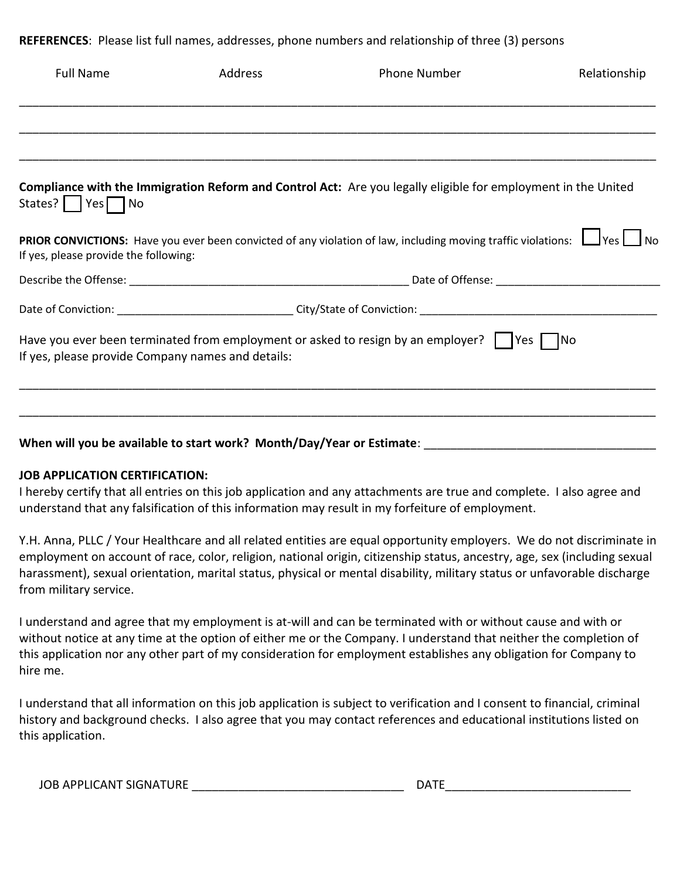**REFERENCES**: Please list full names, addresses, phone numbers and relationship of three (3) persons

| Full Name | Address | Phone Number | Relationship |
|---|---|---|---|
| | | | |
| | | | |
| | | | |

**Compliance with the Immigration Reform and Control Act:** Are you legally eligible for employment in the United States? ☐ Yes ☐ No

**PRIOR CONVICTIONS:** Have you ever been convicted of any violation of law, including moving traffic violations: ☐ Yes ☐ No
If yes, please provide the following:

Describe the Offense: ______________________________________________ Date of Offense: __________________________

Date of Conviction: ____________________________ City/State of Conviction: ______________________________________

Have you ever been terminated from employment or asked to resign by an employer? ☐ Yes ☐ No
If yes, please provide Company names and details:

_____________________________________________________________________________________________

_____________________________________________________________________________________________

**When will you be available to start work? Month/Day/Year or Estimate**: ___________________________________

**JOB APPLICATION CERTIFICATION:**
I hereby certify that all entries on this job application and any attachments are true and complete. I also agree and understand that any falsification of this information may result in my forfeiture of employment.

Y.H. Anna, PLLC / Your Healthcare and all related entities are equal opportunity employers. We do not discriminate in employment on account of race, color, religion, national origin, citizenship status, ancestry, age, sex (including sexual harassment), sexual orientation, marital status, physical or mental disability, military status or unfavorable discharge from military service.

I understand and agree that my employment is at-will and can be terminated with or without cause and with or without notice at any time at the option of either me or the Company. I understand that neither the completion of this application nor any other part of my consideration for employment establishes any obligation for Company to hire me.

I understand that all information on this job application is subject to verification and I consent to financial, criminal history and background checks. I also agree that you may contact references and educational institutions listed on this application.

JOB APPLICANT SIGNATURE _________________________________ DATE____________________________